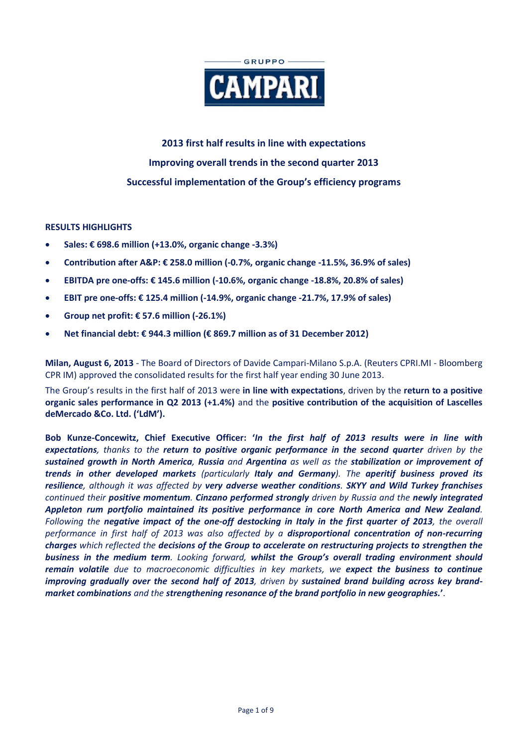GRUPPO CAMPARI

**2013 first half results in line with expectations**

**Improving overall trends in the second quarter 2013**

**Successful implementation of the Group's efficiency programs**

**RESULTS HIGHLIGHTS**

- **Sales: € 698.6 million (+13.0%, organic change -3.3%)**
- **Contribution after A&P: € 258.0 million (-0.7%, organic change -11.5%, 36.9% of sales)**
- **EBITDA pre one-offs: € 145.6 million (-10.6%, organic change -18.8%, 20.8% of sales)**
- **EBIT pre one-offs: € 125.4 million (-14.9%, organic change -21.7%, 17.9% of sales)**
- **Group net profit: € 57.6 million (-26.1%)**
- **Net financial debt: € 944.3 million (€ 869.7 million as of 31 December 2012)**

**Milan, August 6, 2013** - The Board of Directors of Davide Campari-Milano S.p.A. (Reuters CPRI.MI - Bloomberg CPR IM) approved the consolidated results for the first half year ending 30 June 2013.

The Group's results in the first half of 2013 were **in line with expectations**, driven by the **return to a positive organic sales performance in Q2 2013 (+1.4%)** and the **positive contribution of the acquisition of Lascelles deMercado &Co. Ltd. ('LdM').**

**Bob Kunze-Concewitz, Chief Executive Officer: '*In the first half of 2013 results were in line with expectations*,** *thanks to the* ***return to positive organic performance in the second quarter*** *driven by the* ***sustained growth in North America****,* ***Russia*** *and* ***Argentina*** *as well as the* ***stabilization or improvement of trends in other developed markets*** *(particularly* ***Italy and Germany****). The* ***aperitif business proved its resilience****, although it was affected by* ***very adverse weather conditions****.* ***SKYY and Wild Turkey franchises*** *continued their* ***positive momentum****.* ***Cinzano performed strongly*** *driven by Russia and the* ***newly integrated Appleton rum portfolio maintained its positive performance in core North America and New Zealand****. Following the* ***negative impact of the one-off destocking in Italy in the first quarter of 2013****, the overall performance in first half of 2013 was also affected by a* ***disproportional concentration of non-recurring charges*** *which reflected the* ***decisions of the Group to accelerate on restructuring projects to strengthen the business in the medium term****. Looking forward,* ***whilst the Group's overall trading environment should remain volatile*** *due to macroeconomic difficulties in key markets, we* ***expect the business to continue improving gradually over the second half of 2013****, driven by* ***sustained brand building across key brand-market combinations*** *and the* ***strengthening resonance of the brand portfolio in new geographies.'***.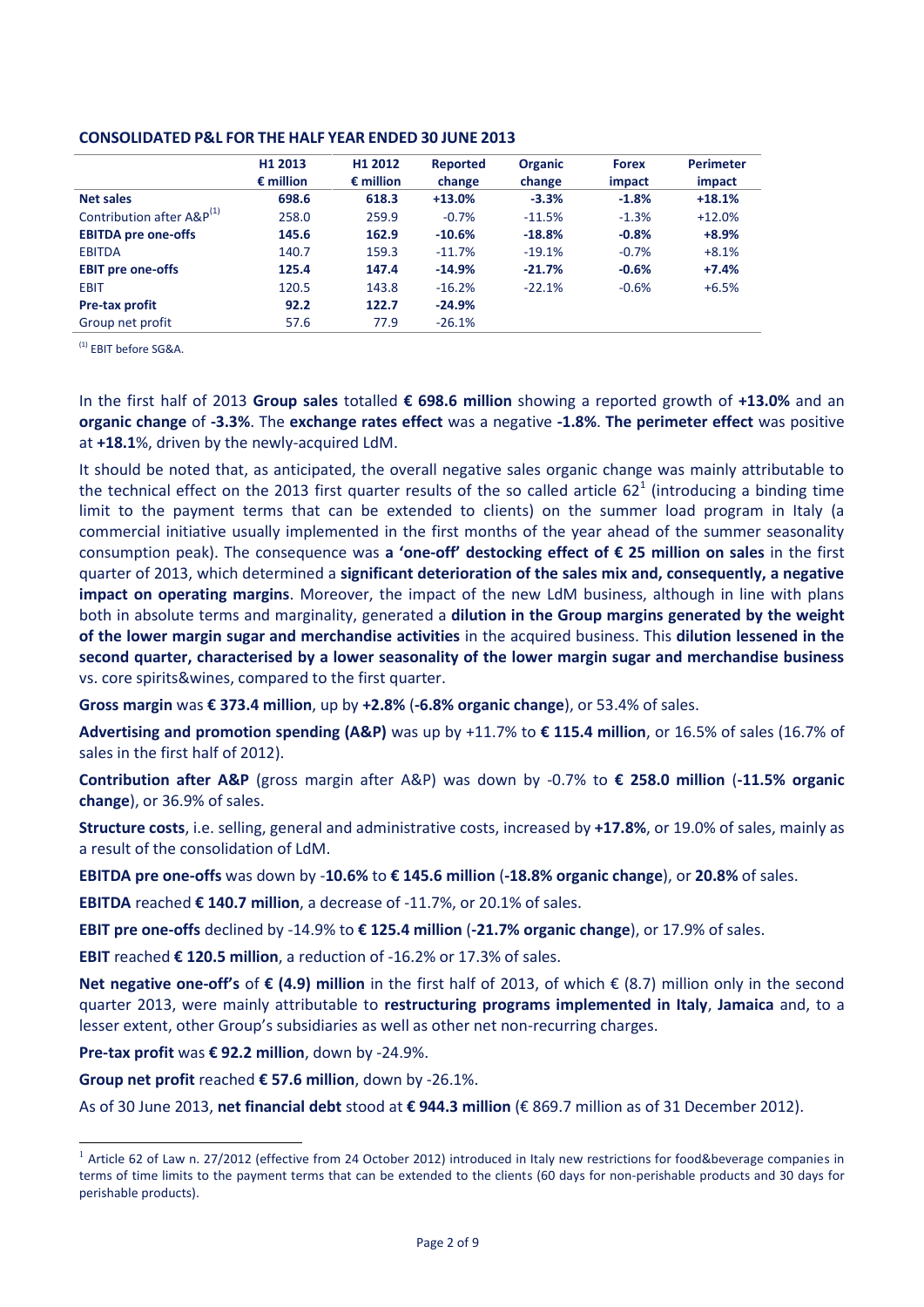## CONSOLIDATED P&L FOR THE HALF YEAR ENDED 30 JUNE 2013

| | H1 2013 € million | H1 2012 € million | Reported change | Organic change | Forex impact | Perimeter impact |
|---|---|---|---|---|---|---|
| **Net sales** | **698.6** | **618.3** | **+13.0%** | **-3.3%** | **-1.8%** | **+18.1%** |
| Contribution after A&P[(1)] | 258.0 | 259.9 | -0.7% | -11.5% | -1.3% | +12.0% |
| **EBITDA pre one-offs** | **145.6** | **162.9** | **-10.6%** | **-18.8%** | **-0.8%** | **+8.9%** |
| EBITDA | 140.7 | 159.3 | -11.7% | -19.1% | -0.7% | +8.1% |
| **EBIT pre one-offs** | **125.4** | **147.4** | **-14.9%** | **-21.7%** | **-0.6%** | **+7.4%** |
| EBIT | 120.5 | 143.8 | -16.2% | -22.1% | -0.6% | +6.5% |
| **Pre-tax profit** | **92.2** | **122.7** | **-24.9%** | | | |
| Group net profit | 57.6 | 77.9 | -26.1% | | | |

(1) EBIT before SG&A.

In the first half of 2013 **Group sales** totalled **€ 698.6 million** showing a reported growth of **+13.0%** and an **organic change** of **-3.3%**. The **exchange rates effect** was a negative **-1.8%**. **The perimeter effect** was positive at **+18.1**%, driven by the newly-acquired LdM.

It should be noted that, as anticipated, the overall negative sales organic change was mainly attributable to the technical effect on the 2013 first quarter results of the so called article 62[1] (introducing a binding time limit to the payment terms that can be extended to clients) on the summer load program in Italy (a commercial initiative usually implemented in the first months of the year ahead of the summer seasonality consumption peak). The consequence was **a 'one-off' destocking effect of € 25 million on sales** in the first quarter of 2013, which determined a **significant deterioration of the sales mix and, consequently, a negative impact on operating margins**. Moreover, the impact of the new LdM business, although in line with plans both in absolute terms and marginality, generated a **dilution in the Group margins generated by the weight of the lower margin sugar and merchandise activities** in the acquired business. This **dilution lessened in the second quarter, characterised by a lower seasonality of the lower margin sugar and merchandise business** vs. core spirits&wines, compared to the first quarter.

**Gross margin** was **€ 373.4 million**, up by **+2.8%** (**-6.8% organic change**), or 53.4% of sales.

**Advertising and promotion spending (A&P)** was up by +11.7% to **€ 115.4 million**, or 16.5% of sales (16.7% of sales in the first half of 2012).

**Contribution after A&P** (gross margin after A&P) was down by -0.7% to **€ 258.0 million** (**-11.5% organic change**), or 36.9% of sales.

**Structure costs**, i.e. selling, general and administrative costs, increased by **+17.8%**, or 19.0% of sales, mainly as a result of the consolidation of LdM.

**EBITDA pre one-offs** was down by -**10.6%** to **€ 145.6 million** (**-18.8% organic change**), or **20.8%** of sales.

**EBITDA** reached **€ 140.7 million**, a decrease of -11.7%, or 20.1% of sales.

**EBIT pre one-offs** declined by -14.9% to **€ 125.4 million** (**-21.7% organic change**), or 17.9% of sales.

**EBIT** reached **€ 120.5 million**, a reduction of -16.2% or 17.3% of sales.

**Net negative one-off's** of **€ (4.9) million** in the first half of 2013, of which € (8.7) million only in the second quarter 2013, were mainly attributable to **restructuring programs implemented in Italy**, **Jamaica** and, to a lesser extent, other Group's subsidiaries as well as other net non-recurring charges.

**Pre-tax profit** was **€ 92.2 million**, down by -24.9%.

**Group net profit** reached **€ 57.6 million**, down by -26.1%.

As of 30 June 2013, **net financial debt** stood at **€ 944.3 million** (€ 869.7 million as of 31 December 2012).

[1] Article 62 of Law n. 27/2012 (effective from 24 October 2012) introduced in Italy new restrictions for food&beverage companies in terms of time limits to the payment terms that can be extended to the clients (60 days for non-perishable products and 30 days for perishable products).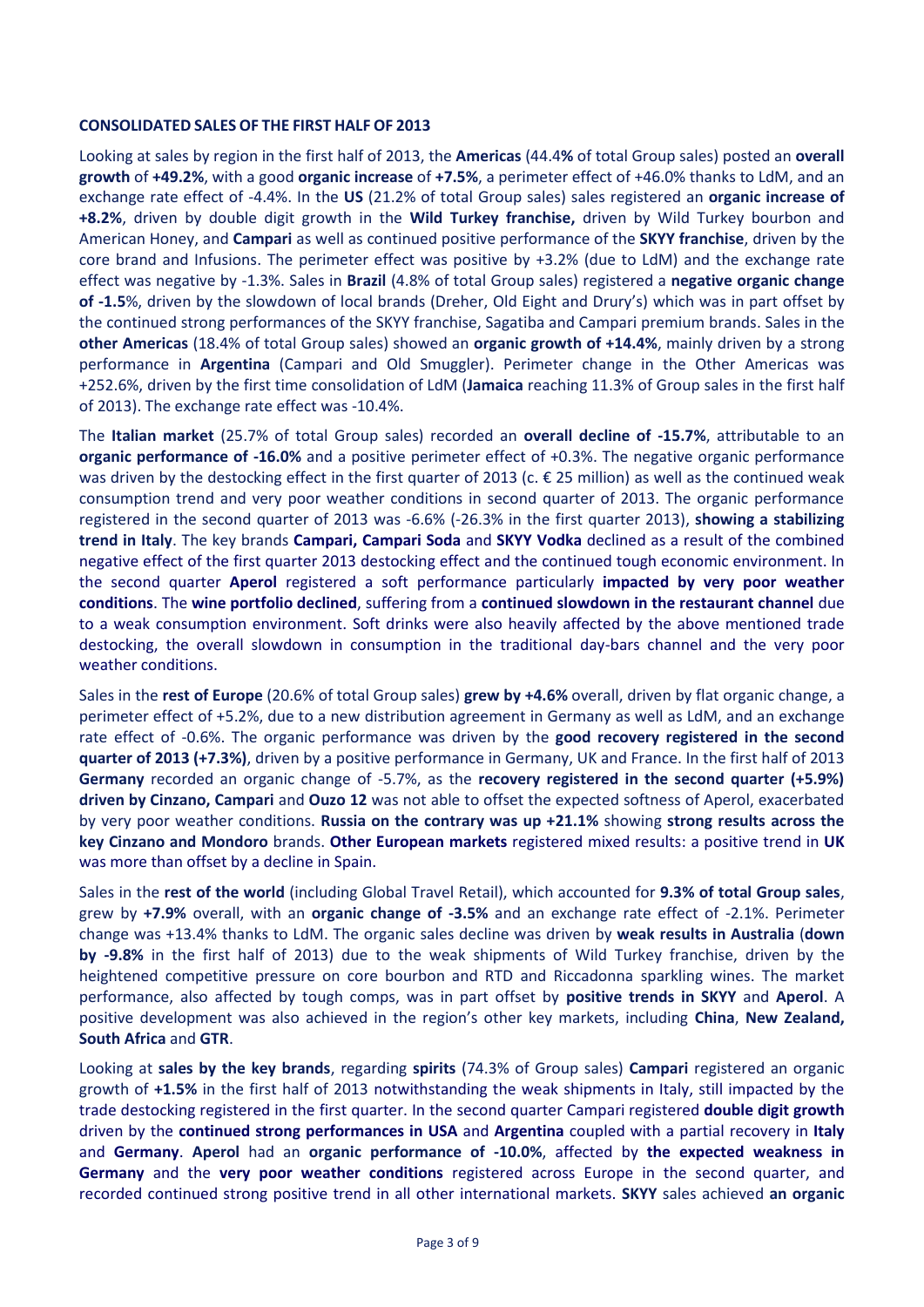**CONSOLIDATED SALES OF THE FIRST HALF OF 2013**

Looking at sales by region in the first half of 2013, the **Americas** (44.4**%** of total Group sales) posted an **overall growth** of **+49.2%**, with a good **organic increase** of **+7.5%**, a perimeter effect of +46.0% thanks to LdM, and an exchange rate effect of -4.4%. In the **US** (21.2% of total Group sales) sales registered an **organic increase of +8.2%**, driven by double digit growth in the **Wild Turkey franchise,** driven by Wild Turkey bourbon and American Honey, and **Campari** as well as continued positive performance of the **SKYY franchise**, driven by the core brand and Infusions. The perimeter effect was positive by +3.2% (due to LdM) and the exchange rate effect was negative by -1.3%. Sales in **Brazil** (4.8% of total Group sales) registered a **negative organic change of -1.5**%, driven by the slowdown of local brands (Dreher, Old Eight and Drury's) which was in part offset by the continued strong performances of the SKYY franchise, Sagatiba and Campari premium brands. Sales in the **other Americas** (18.4% of total Group sales) showed an **organic growth of +14.4%**, mainly driven by a strong performance in **Argentina** (Campari and Old Smuggler). Perimeter change in the Other Americas was +252.6%, driven by the first time consolidation of LdM (**Jamaica** reaching 11.3% of Group sales in the first half of 2013). The exchange rate effect was -10.4%.

The **Italian market** (25.7% of total Group sales) recorded an **overall decline of -15.7%**, attributable to an **organic performance of -16.0%** and a positive perimeter effect of +0.3%. The negative organic performance was driven by the destocking effect in the first quarter of 2013 (c. € 25 million) as well as the continued weak consumption trend and very poor weather conditions in second quarter of 2013. The organic performance registered in the second quarter of 2013 was -6.6% (-26.3% in the first quarter 2013), **showing a stabilizing trend in Italy**. The key brands **Campari, Campari Soda** and **SKYY Vodka** declined as a result of the combined negative effect of the first quarter 2013 destocking effect and the continued tough economic environment. In the second quarter **Aperol** registered a soft performance particularly **impacted by very poor weather conditions**. The **wine portfolio declined**, suffering from a **continued slowdown in the restaurant channel** due to a weak consumption environment. Soft drinks were also heavily affected by the above mentioned trade destocking, the overall slowdown in consumption in the traditional day-bars channel and the very poor weather conditions.

Sales in the **rest of Europe** (20.6% of total Group sales) **grew by +4.6%** overall, driven by flat organic change, a perimeter effect of +5.2%, due to a new distribution agreement in Germany as well as LdM, and an exchange rate effect of -0.6%. The organic performance was driven by the **good recovery registered in the second quarter of 2013 (+7.3%)**, driven by a positive performance in Germany, UK and France. In the first half of 2013 **Germany** recorded an organic change of -5.7%, as the **recovery registered in the second quarter (+5.9%) driven by Cinzano, Campari** and **Ouzo 12** was not able to offset the expected softness of Aperol, exacerbated by very poor weather conditions. **Russia on the contrary was up +21.1%** showing **strong results across the key Cinzano and Mondoro** brands. **Other European markets** registered mixed results: a positive trend in **UK** was more than offset by a decline in Spain.

Sales in the **rest of the world** (including Global Travel Retail), which accounted for **9.3% of total Group sales**, grew by **+7.9%** overall, with an **organic change of -3.5%** and an exchange rate effect of -2.1%. Perimeter change was +13.4% thanks to LdM. The organic sales decline was driven by **weak results in Australia** (**down by -9.8%** in the first half of 2013) due to the weak shipments of Wild Turkey franchise, driven by the heightened competitive pressure on core bourbon and RTD and Riccadonna sparkling wines. The market performance, also affected by tough comps, was in part offset by **positive trends in SKYY** and **Aperol**. A positive development was also achieved in the region's other key markets, including **China**, **New Zealand, South Africa** and **GTR**.

Looking at **sales by the key brands**, regarding **spirits** (74.3% of Group sales) **Campari** registered an organic growth of **+1.5%** in the first half of 2013 notwithstanding the weak shipments in Italy, still impacted by the trade destocking registered in the first quarter. In the second quarter Campari registered **double digit growth** driven by the **continued strong performances in USA** and **Argentina** coupled with a partial recovery in **Italy** and **Germany**. **Aperol** had an **organic performance of -10.0%**, affected by **the expected weakness in Germany** and the **very poor weather conditions** registered across Europe in the second quarter, and recorded continued strong positive trend in all other international markets. **SKYY** sales achieved **an organic**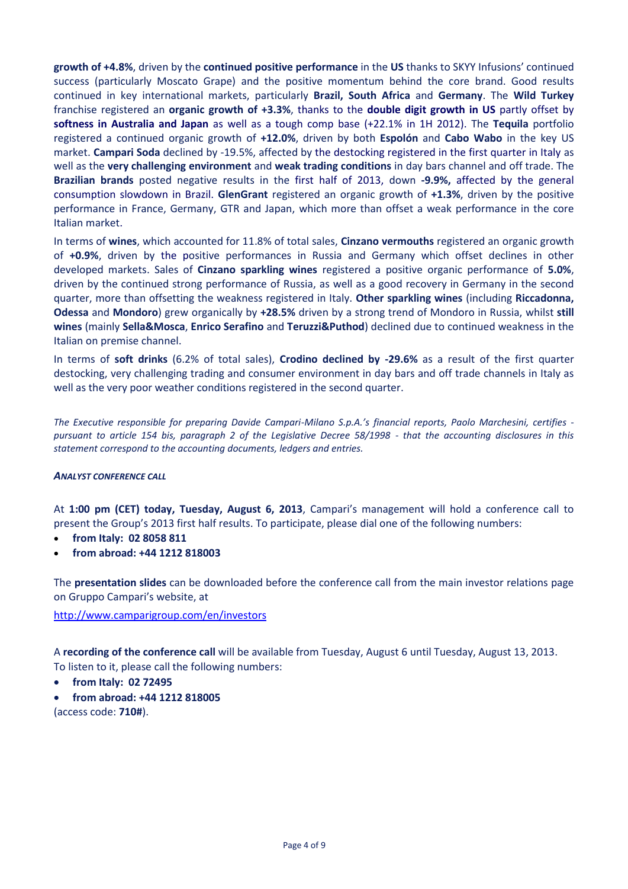**growth of +4.8%**, driven by the **continued positive performance** in the **US** thanks to SKYY Infusions' continued success (particularly Moscato Grape) and the positive momentum behind the core brand. Good results continued in key international markets, particularly **Brazil, South Africa** and **Germany**. The **Wild Turkey** franchise registered an **organic growth of +3.3%**, thanks to the **double digit growth in US** partly offset by **softness in Australia and Japan** as well as a tough comp base (+22.1% in 1H 2012). The **Tequila** portfolio registered a continued organic growth of **+12.0%**, driven by both **Espolón** and **Cabo Wabo** in the key US market. **Campari Soda** declined by -19.5%, affected by the destocking registered in the first quarter in Italy as well as the **very challenging environment** and **weak trading conditions** in day bars channel and off trade. The **Brazilian brands** posted negative results in the first half of 2013, down **-9.9%,** affected by the general consumption slowdown in Brazil. **GlenGrant** registered an organic growth of **+1.3%**, driven by the positive performance in France, Germany, GTR and Japan, which more than offset a weak performance in the core Italian market.

In terms of **wines**, which accounted for 11.8% of total sales, **Cinzano vermouths** registered an organic growth of **+0.9%**, driven by the positive performances in Russia and Germany which offset declines in other developed markets. Sales of **Cinzano sparkling wines** registered a positive organic performance of **5.0%**, driven by the continued strong performance of Russia, as well as a good recovery in Germany in the second quarter, more than offsetting the weakness registered in Italy. **Other sparkling wines** (including **Riccadonna, Odessa** and **Mondoro**) grew organically by **+28.5%** driven by a strong trend of Mondoro in Russia, whilst **still wines** (mainly **Sella&Mosca**, **Enrico Serafino** and **Teruzzi&Puthod**) declined due to continued weakness in the Italian on premise channel.

In terms of **soft drinks** (6.2% of total sales), **Crodino declined by -29.6%** as a result of the first quarter destocking, very challenging trading and consumer environment in day bars and off trade channels in Italy as well as the very poor weather conditions registered in the second quarter.

*The Executive responsible for preparing Davide Campari-Milano S.p.A.'s financial reports, Paolo Marchesini, certifies - pursuant to article 154 bis, paragraph 2 of the Legislative Decree 58/1998 - that the accounting disclosures in this statement correspond to the accounting documents, ledgers and entries.*

***ANALYST CONFERENCE CALL***

At **1:00 pm (CET) today, Tuesday, August 6, 2013**, Campari's management will hold a conference call to present the Group's 2013 first half results. To participate, please dial one of the following numbers:

- **from Italy: 02 8058 811**
- **from abroad: +44 1212 818003**

The **presentation slides** can be downloaded before the conference call from the main investor relations page on Gruppo Campari's website, at

http://www.camparigroup.com/en/investors

A **recording of the conference call** will be available from Tuesday, August 6 until Tuesday, August 13, 2013. To listen to it, please call the following numbers:

- **from Italy: 02 72495**
- **from abroad: +44 1212 818005**

(access code: **710#**).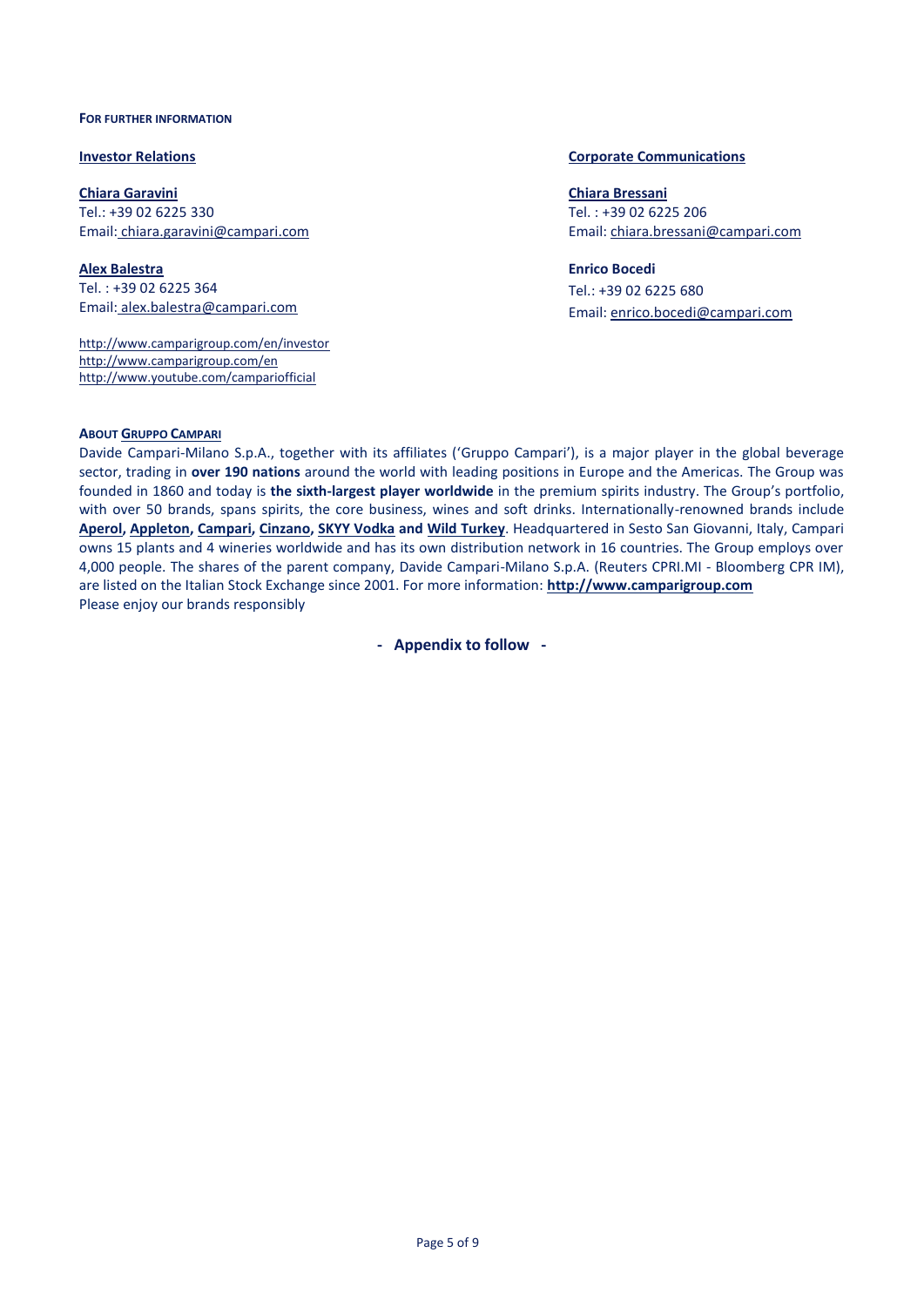**FOR FURTHER INFORMATION**

**Investor Relations**

**Chiara Garavini**
Tel.: +39 02 6225 330
Email: chiara.garavini@campari.com

**Alex Balestra**
Tel. : +39 02 6225 364
Email: alex.balestra@campari.com

http://www.camparigroup.com/en/investor
http://www.camparigroup.com/en
http://www.youtube.com/campariofficial

**Corporate Communications**

**Chiara Bressani**
Tel. : +39 02 6225 206
Email: chiara.bressani@campari.com

**Enrico Bocedi**
Tel.: +39 02 6225 680
Email: enrico.bocedi@campari.com

**ABOUT GRUPPO CAMPARI**

Davide Campari-Milano S.p.A., together with its affiliates ('Gruppo Campari'), is a major player in the global beverage sector, trading in **over 190 nations** around the world with leading positions in Europe and the Americas. The Group was founded in 1860 and today is **the sixth-largest player worldwide** in the premium spirits industry. The Group's portfolio, with over 50 brands, spans spirits, the core business, wines and soft drinks. Internationally-renowned brands include **Aperol, Appleton, Campari, Cinzano, SKYY Vodka and Wild Turkey**. Headquartered in Sesto San Giovanni, Italy, Campari owns 15 plants and 4 wineries worldwide and has its own distribution network in 16 countries. The Group employs over 4,000 people. The shares of the parent company, Davide Campari-Milano S.p.A. (Reuters CPRI.MI - Bloomberg CPR IM), are listed on the Italian Stock Exchange since 2001. For more information: **http://www.camparigroup.com**
Please enjoy our brands responsibly

**- Appendix to follow -**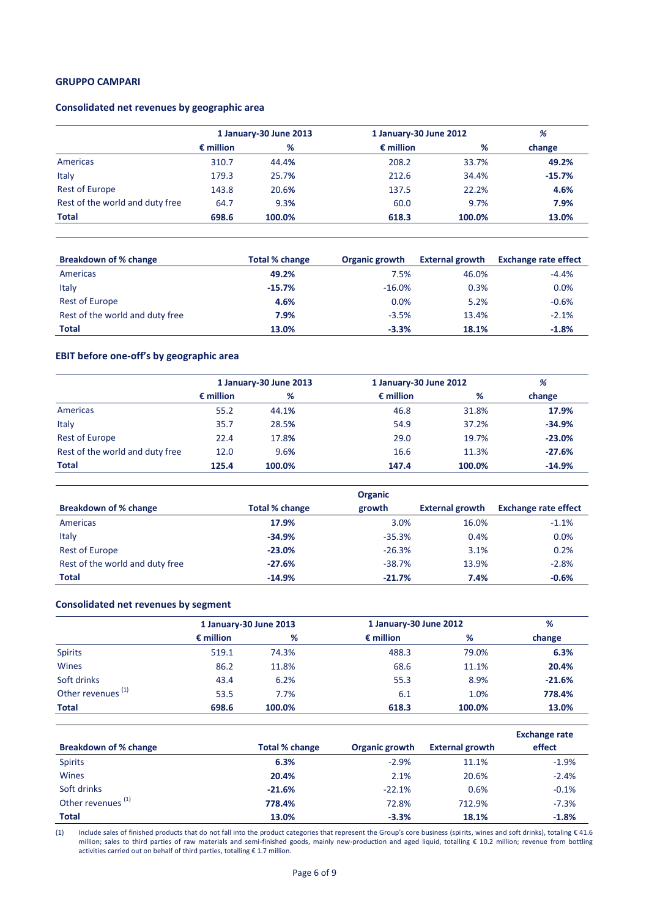**GRUPPO CAMPARI**

**Consolidated net revenues by geographic area**

| | 1 January-30 June 2013 | | 1 January-30 June 2012 | | % |
|---|---|---|---|---|---|
| | € million | % | € million | % | change |
| Americas | 310.7 | 44.4% | 208.2 | 33.7% | **49.2%** |
| Italy | 179.3 | 25.7% | 212.6 | 34.4% | **-15.7%** |
| Rest of Europe | 143.8 | 20.6% | 137.5 | 22.2% | **4.6%** |
| Rest of the world and duty free | 64.7 | 9.3% | 60.0 | 9.7% | **7.9%** |
| **Total** | **698.6** | **100.0%** | **618.3** | **100.0%** | **13.0%** |

| Breakdown of % change | Total % change | Organic growth | External growth | Exchange rate effect |
|---|---|---|---|---|
| Americas | **49.2%** | 7.5% | 46.0% | -4.4% |
| Italy | **-15.7%** | -16.0% | 0.3% | 0.0% |
| Rest of Europe | **4.6%** | 0.0% | 5.2% | -0.6% |
| Rest of the world and duty free | **7.9%** | -3.5% | 13.4% | -2.1% |
| **Total** | **13.0%** | **-3.3%** | **18.1%** | **-1.8%** |

**EBIT before one-off's by geographic area**

| | 1 January-30 June 2013 | | 1 January-30 June 2012 | | % |
|---|---|---|---|---|---|
| | € million | % | € million | % | change |
| Americas | 55.2 | 44.1% | 46.8 | 31.8% | **17.9%** |
| Italy | 35.7 | 28.5% | 54.9 | 37.2% | **-34.9%** |
| Rest of Europe | 22.4 | 17.8% | 29.0 | 19.7% | **-23.0%** |
| Rest of the world and duty free | 12.0 | 9.6% | 16.6 | 11.3% | **-27.6%** |
| **Total** | **125.4** | **100.0%** | **147.4** | **100.0%** | **-14.9%** |

| Breakdown of % change | Total % change | Organic growth | External growth | Exchange rate effect |
|---|---|---|---|---|
| Americas | **17.9%** | 3.0% | 16.0% | -1.1% |
| Italy | **-34.9%** | -35.3% | 0.4% | 0.0% |
| Rest of Europe | **-23.0%** | -26.3% | 3.1% | 0.2% |
| Rest of the world and duty free | **-27.6%** | -38.7% | 13.9% | -2.8% |
| **Total** | **-14.9%** | **-21.7%** | **7.4%** | **-0.6%** |

**Consolidated net revenues by segment**

| | 1 January-30 June 2013 | | 1 January-30 June 2012 | | % |
|---|---|---|---|---|---|
| | € million | % | € million | % | change |
| Spirits | 519.1 | 74.3% | 488.3 | 79.0% | **6.3%** |
| Wines | 86.2 | 11.8% | 68.6 | 11.1% | **20.4%** |
| Soft drinks | 43.4 | 6.2% | 55.3 | 8.9% | **-21.6%** |
| Other revenues [(1)] | 53.5 | 7.7% | 6.1 | 1.0% | **778.4%** |
| **Total** | **698.6** | **100.0%** | **618.3** | **100.0%** | **13.0%** |

| Breakdown of % change | Total % change | Organic growth | External growth | Exchange rate effect |
|---|---|---|---|---|
| Spirits | **6.3%** | -2.9% | 11.1% | -1.9% |
| Wines | **20.4%** | 2.1% | 20.6% | -2.4% |
| Soft drinks | **-21.6%** | -22.1% | 0.6% | -0.1% |
| Other revenues [(1)] | **778.4%** | 72.8% | 712.9% | -7.3% |
| **Total** | **13.0%** | **-3.3%** | **18.1%** | **-1.8%** |

(1) Include sales of finished products that do not fall into the product categories that represent the Group's core business (spirits, wines and soft drinks), totaling € 41.6 million; sales to third parties of raw materials and semi-finished goods, mainly new-production and aged liquid, totalling € 10.2 million; revenue from bottling activities carried out on behalf of third parties, totalling € 1.7 million.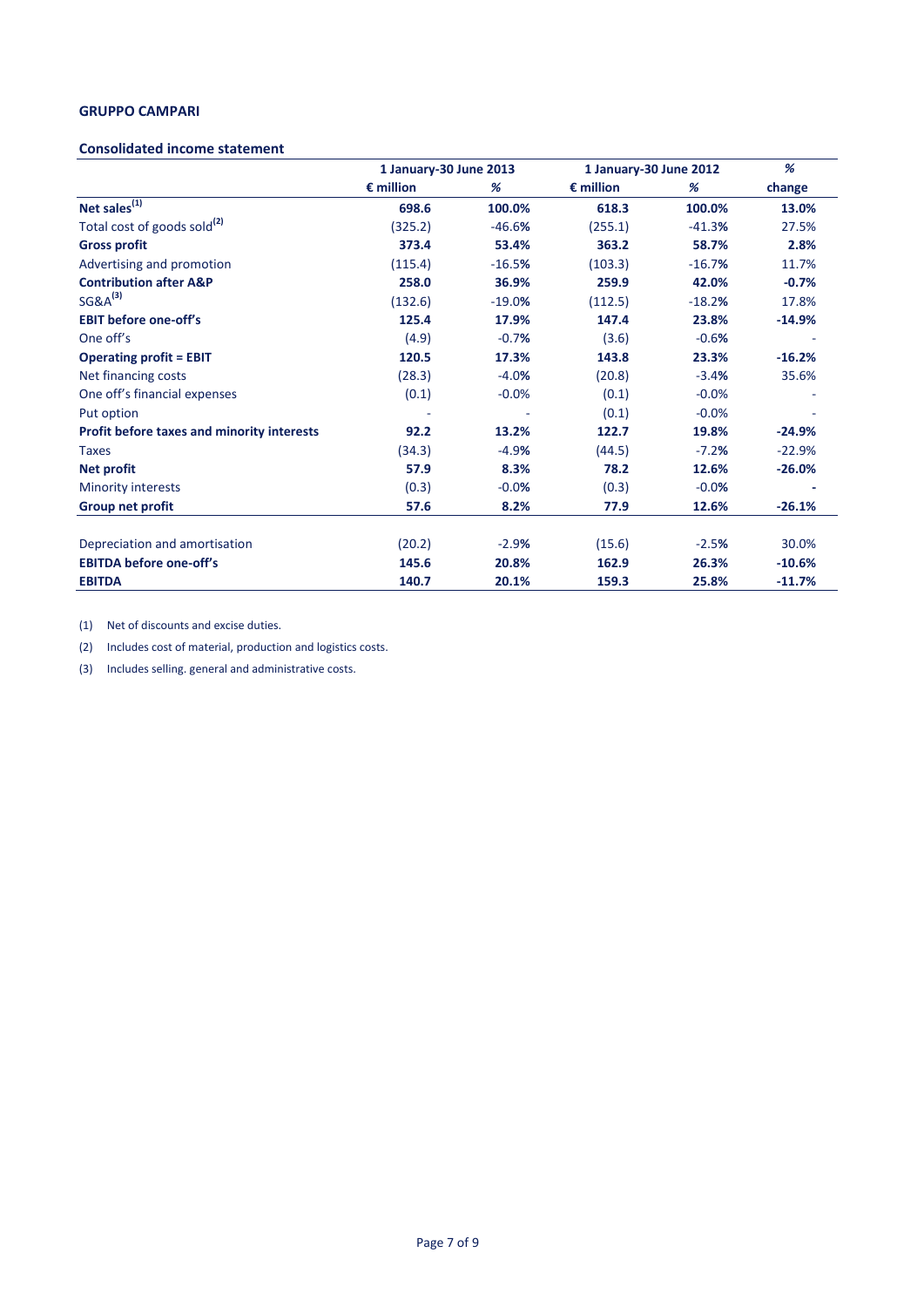**GRUPPO CAMPARI**

**Consolidated income statement**

| | 1 January-30 June 2013 | | 1 January-30 June 2012 | | % |
|---|---|---|---|---|---|
| | € million | % | € million | % | change |
| **Net sales[(1)]** | **698.6** | **100.0%** | **618.3** | **100.0%** | **13.0%** |
| Total cost of goods sold[(2)] | (325.2) | -46.6% | (255.1) | -41.3% | 27.5% |
| **Gross profit** | **373.4** | **53.4%** | **363.2** | **58.7%** | **2.8%** |
| Advertising and promotion | (115.4) | -16.5% | (103.3) | -16.7% | 11.7% |
| **Contribution after A&P** | **258.0** | **36.9%** | **259.9** | **42.0%** | **-0.7%** |
| SG&A[(3)] | (132.6) | -19.0% | (112.5) | -18.2% | 17.8% |
| **EBIT before one-off's** | **125.4** | **17.9%** | **147.4** | **23.8%** | **-14.9%** |
| One off's | (4.9) | -0.7% | (3.6) | -0.6% | - |
| **Operating profit = EBIT** | **120.5** | **17.3%** | **143.8** | **23.3%** | **-16.2%** |
| Net financing costs | (28.3) | -4.0% | (20.8) | -3.4% | 35.6% |
| One off's financial expenses | (0.1) | -0.0% | (0.1) | -0.0% | - |
| Put option | - | - | (0.1) | -0.0% | - |
| **Profit before taxes and minority interests** | **92.2** | **13.2%** | **122.7** | **19.8%** | **-24.9%** |
| Taxes | (34.3) | -4.9% | (44.5) | -7.2% | -22.9% |
| **Net profit** | **57.9** | **8.3%** | **78.2** | **12.6%** | **-26.0%** |
| Minority interests | (0.3) | -0.0% | (0.3) | -0.0% | - |
| **Group net profit** | **57.6** | **8.2%** | **77.9** | **12.6%** | **-26.1%** |
| | | | | | |
| Depreciation and amortisation | (20.2) | -2.9% | (15.6) | -2.5% | 30.0% |
| **EBITDA before one-off's** | **145.6** | **20.8%** | **162.9** | **26.3%** | **-10.6%** |
| **EBITDA** | **140.7** | **20.1%** | **159.3** | **25.8%** | **-11.7%** |

(1) Net of discounts and excise duties.

(2) Includes cost of material, production and logistics costs.

(3) Includes selling. general and administrative costs.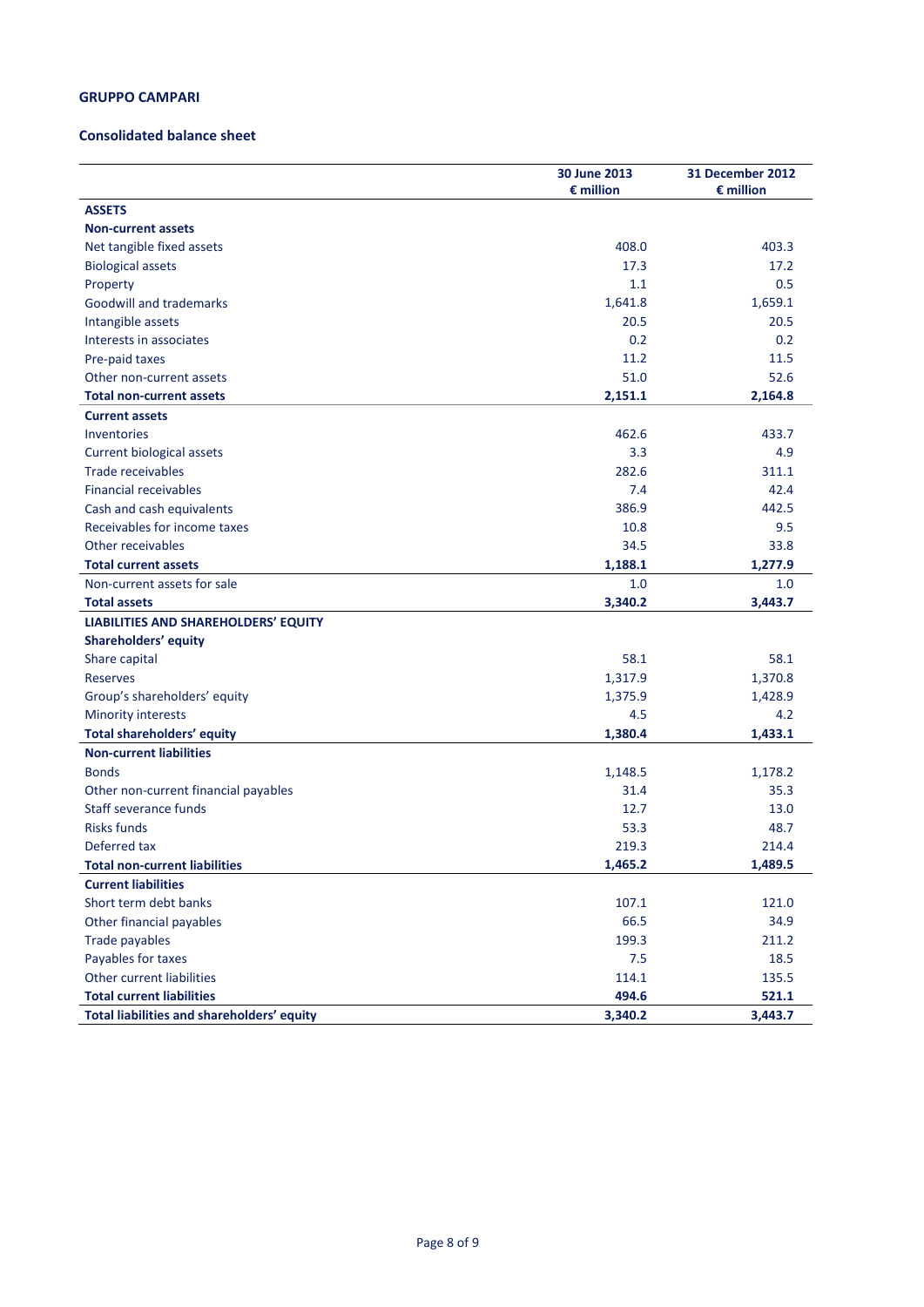**GRUPPO CAMPARI**

**Consolidated balance sheet**

| | 30 June 2013<br>€ million | 31 December 2012<br>€ million |
|---|---|---|
| **ASSETS** | | |
| **Non-current assets** | | |
| Net tangible fixed assets | 408.0 | 403.3 |
| Biological assets | 17.3 | 17.2 |
| Property | 1.1 | 0.5 |
| Goodwill and trademarks | 1,641.8 | 1,659.1 |
| Intangible assets | 20.5 | 20.5 |
| Interests in associates | 0.2 | 0.2 |
| Pre-paid taxes | 11.2 | 11.5 |
| Other non-current assets | 51.0 | 52.6 |
| **Total non-current assets** | **2,151.1** | **2,164.8** |
| **Current assets** | | |
| Inventories | 462.6 | 433.7 |
| Current biological assets | 3.3 | 4.9 |
| Trade receivables | 282.6 | 311.1 |
| Financial receivables | 7.4 | 42.4 |
| Cash and cash equivalents | 386.9 | 442.5 |
| Receivables for income taxes | 10.8 | 9.5 |
| Other receivables | 34.5 | 33.8 |
| **Total current assets** | **1,188.1** | **1,277.9** |
| Non-current assets for sale | 1.0 | 1.0 |
| **Total assets** | **3,340.2** | **3,443.7** |
| **LIABILITIES AND SHAREHOLDERS' EQUITY** | | |
| **Shareholders' equity** | | |
| Share capital | 58.1 | 58.1 |
| Reserves | 1,317.9 | 1,370.8 |
| Group's shareholders' equity | 1,375.9 | 1,428.9 |
| Minority interests | 4.5 | 4.2 |
| **Total shareholders' equity** | **1,380.4** | **1,433.1** |
| **Non-current liabilities** | | |
| Bonds | 1,148.5 | 1,178.2 |
| Other non-current financial payables | 31.4 | 35.3 |
| Staff severance funds | 12.7 | 13.0 |
| Risks funds | 53.3 | 48.7 |
| Deferred tax | 219.3 | 214.4 |
| **Total non-current liabilities** | **1,465.2** | **1,489.5** |
| **Current liabilities** | | |
| Short term debt banks | 107.1 | 121.0 |
| Other financial payables | 66.5 | 34.9 |
| Trade payables | 199.3 | 211.2 |
| Payables for taxes | 7.5 | 18.5 |
| Other current liabilities | 114.1 | 135.5 |
| **Total current liabilities** | **494.6** | **521.1** |
| **Total liabilities and shareholders' equity** | **3,340.2** | **3,443.7** |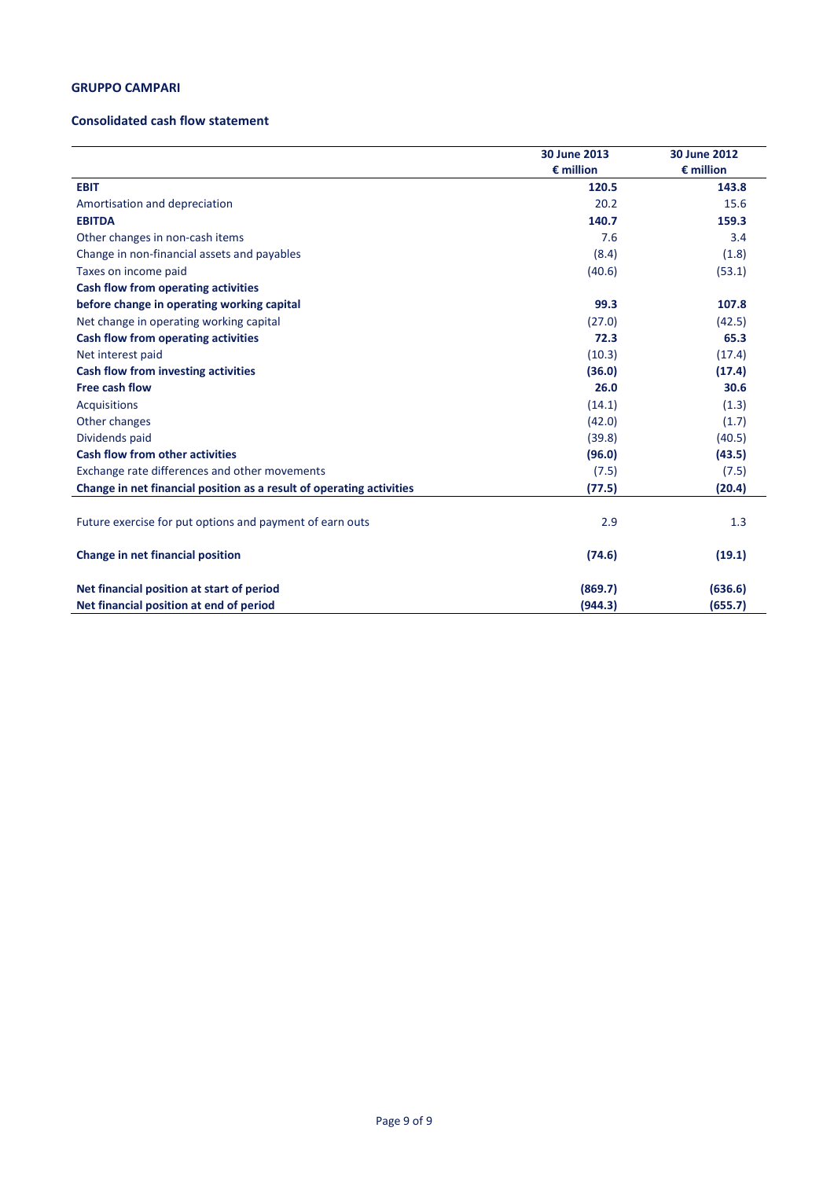**GRUPPO CAMPARI**

**Consolidated cash flow statement**

| | 30 June 2013<br>€ million | 30 June 2012<br>€ million |
|---|---|---|
| **EBIT** | **120.5** | **143.8** |
| Amortisation and depreciation | 20.2 | 15.6 |
| **EBITDA** | **140.7** | **159.3** |
| Other changes in non-cash items | 7.6 | 3.4 |
| Change in non-financial assets and payables | (8.4) | (1.8) |
| Taxes on income paid | (40.6) | (53.1) |
| **Cash flow from operating activities before change in operating working capital** | **99.3** | **107.8** |
| Net change in operating working capital | (27.0) | (42.5) |
| **Cash flow from operating activities** | **72.3** | **65.3** |
| Net interest paid | (10.3) | (17.4) |
| **Cash flow from investing activities** | **(36.0)** | **(17.4)** |
| **Free cash flow** | **26.0** | **30.6** |
| Acquisitions | (14.1) | (1.3) |
| Other changes | (42.0) | (1.7) |
| Dividends paid | (39.8) | (40.5) |
| **Cash flow from other activities** | **(96.0)** | **(43.5)** |
| Exchange rate differences and other movements | (7.5) | (7.5) |
| **Change in net financial position as a result of operating activities** | **(77.5)** | **(20.4)** |
| Future exercise for put options and payment of earn outs | 2.9 | 1.3 |
| **Change in net financial position** | **(74.6)** | **(19.1)** |
| **Net financial position at start of period** | **(869.7)** | **(636.6)** |
| **Net financial position at end of period** | **(944.3)** | **(655.7)** |